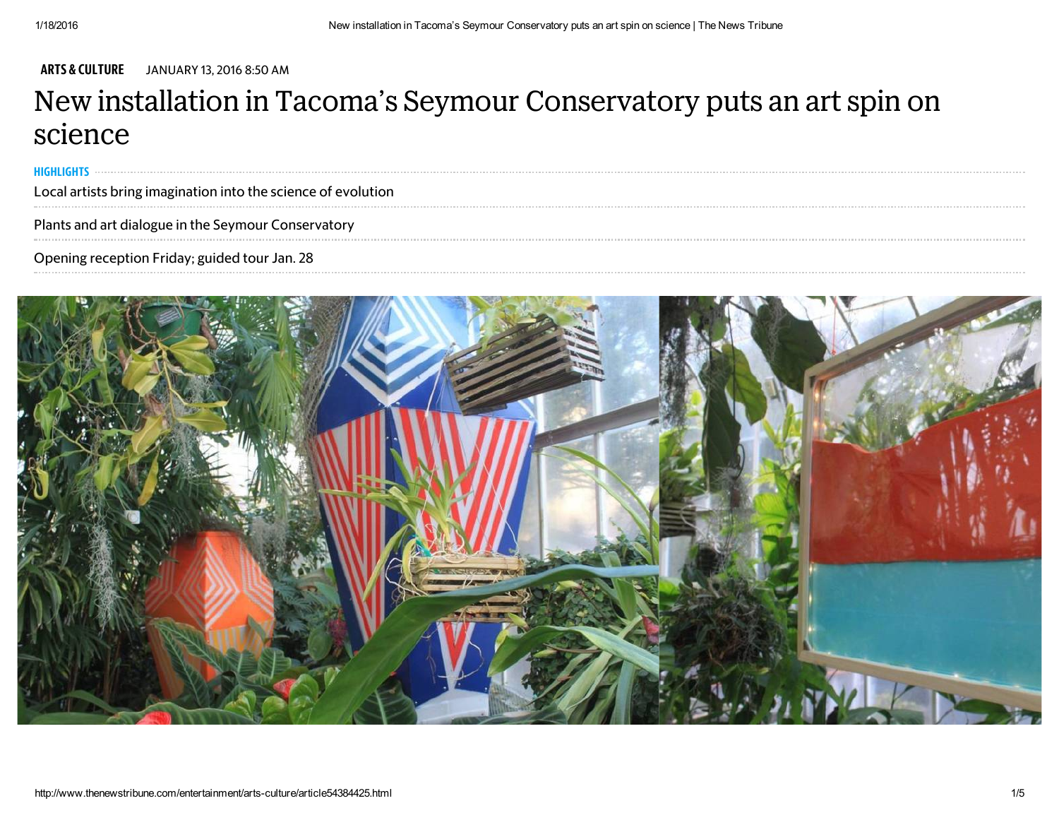**ARTS & CULTURE** JANUARY 13, 2016 8:50 AM

# New installation in Tacoma's Seymour Conservatory puts an art spin on science

**HIGHLIGHTS**

Local artists bring imagination into the science of evolution

Plants and art dialogue in the Seymour Conservatory

Opening reception Friday; guided tour Jan. 28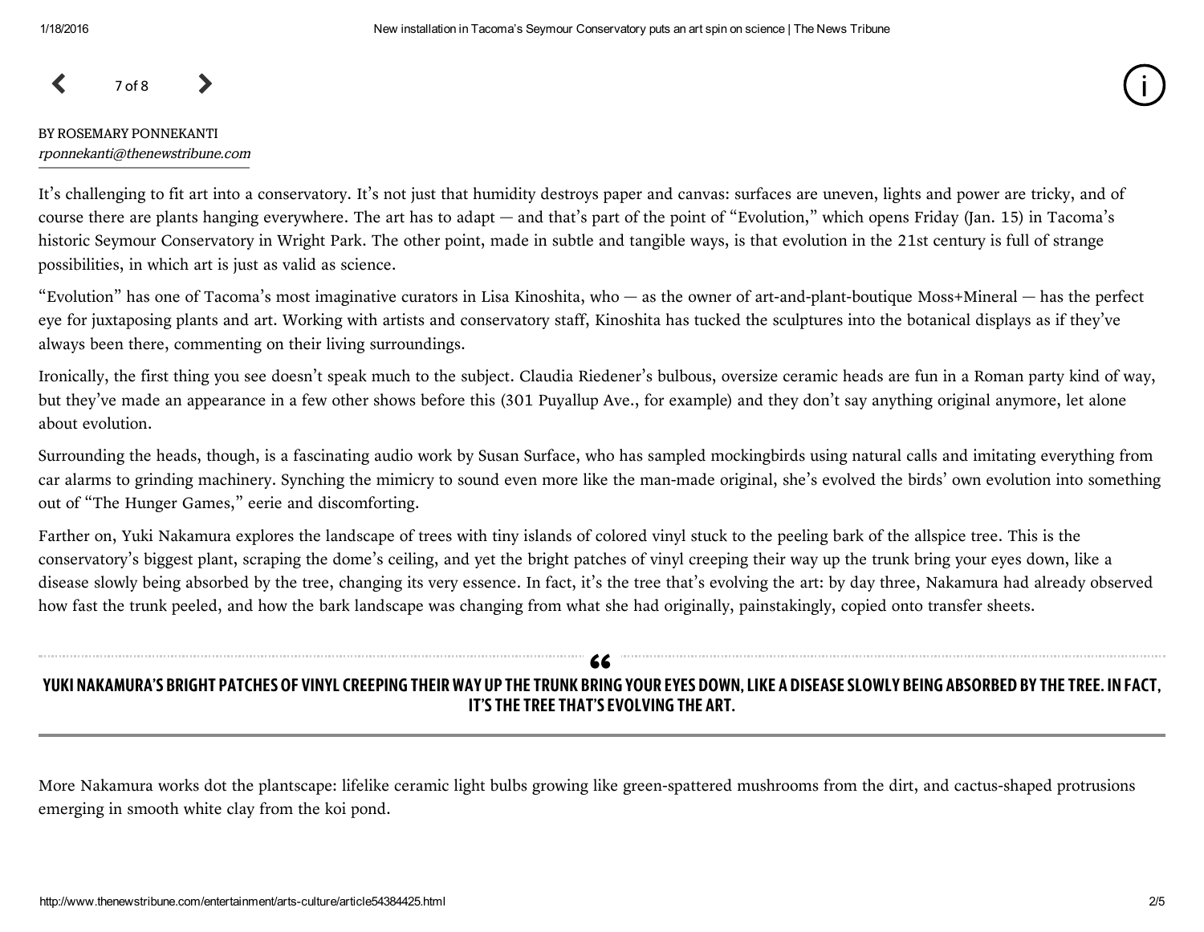BY ROSEMARY PONNEKANTI
*rponnekanti@thenewstribune.com*

It's challenging to fit art into a conservatory. It's not just that humidity destroys paper and canvas: surfaces are uneven, lights and power are tricky, and of course there are plants hanging everywhere. The art has to adapt — and that's part of the point of "Evolution," which opens Friday (Jan. 15) in Tacoma's historic Seymour Conservatory in Wright Park. The other point, made in subtle and tangible ways, is that evolution in the 21st century is full of strange possibilities, in which art is just as valid as science.

"Evolution" has one of Tacoma's most imaginative curators in Lisa Kinoshita, who — as the owner of art-and-plant-boutique Moss+Mineral — has the perfect eye for juxtaposing plants and art. Working with artists and conservatory staff, Kinoshita has tucked the sculptures into the botanical displays as if they've always been there, commenting on their living surroundings.

Ironically, the first thing you see doesn't speak much to the subject. Claudia Riedener's bulbous, oversize ceramic heads are fun in a Roman party kind of way, but they've made an appearance in a few other shows before this (301 Puyallup Ave., for example) and they don't say anything original anymore, let alone about evolution.

Surrounding the heads, though, is a fascinating audio work by Susan Surface, who has sampled mockingbirds using natural calls and imitating everything from car alarms to grinding machinery. Synching the mimicry to sound even more like the man-made original, she's evolved the birds' own evolution into something out of "The Hunger Games," eerie and discomforting.

Farther on, Yuki Nakamura explores the landscape of trees with tiny islands of colored vinyl stuck to the peeling bark of the allspice tree. This is the conservatory's biggest plant, scraping the dome's ceiling, and yet the bright patches of vinyl creeping their way up the trunk bring your eyes down, like a disease slowly being absorbed by the tree, changing its very essence. In fact, it's the tree that's evolving the art: by day three, Nakamura had already observed how fast the trunk peeled, and how the bark landscape was changing from what she had originally, painstakingly, copied onto transfer sheets.

> **YUKI NAKAMURA'S BRIGHT PATCHES OF VINYL CREEPING THEIR WAY UP THE TRUNK BRING YOUR EYES DOWN, LIKE A DISEASE SLOWLY BEING ABSORBED BY THE TREE. IN FACT, IT'S THE TREE THAT'S EVOLVING THE ART.**

More Nakamura works dot the plantscape: lifelike ceramic light bulbs growing like green-spattered mushrooms from the dirt, and cactus-shaped protrusions emerging in smooth white clay from the koi pond.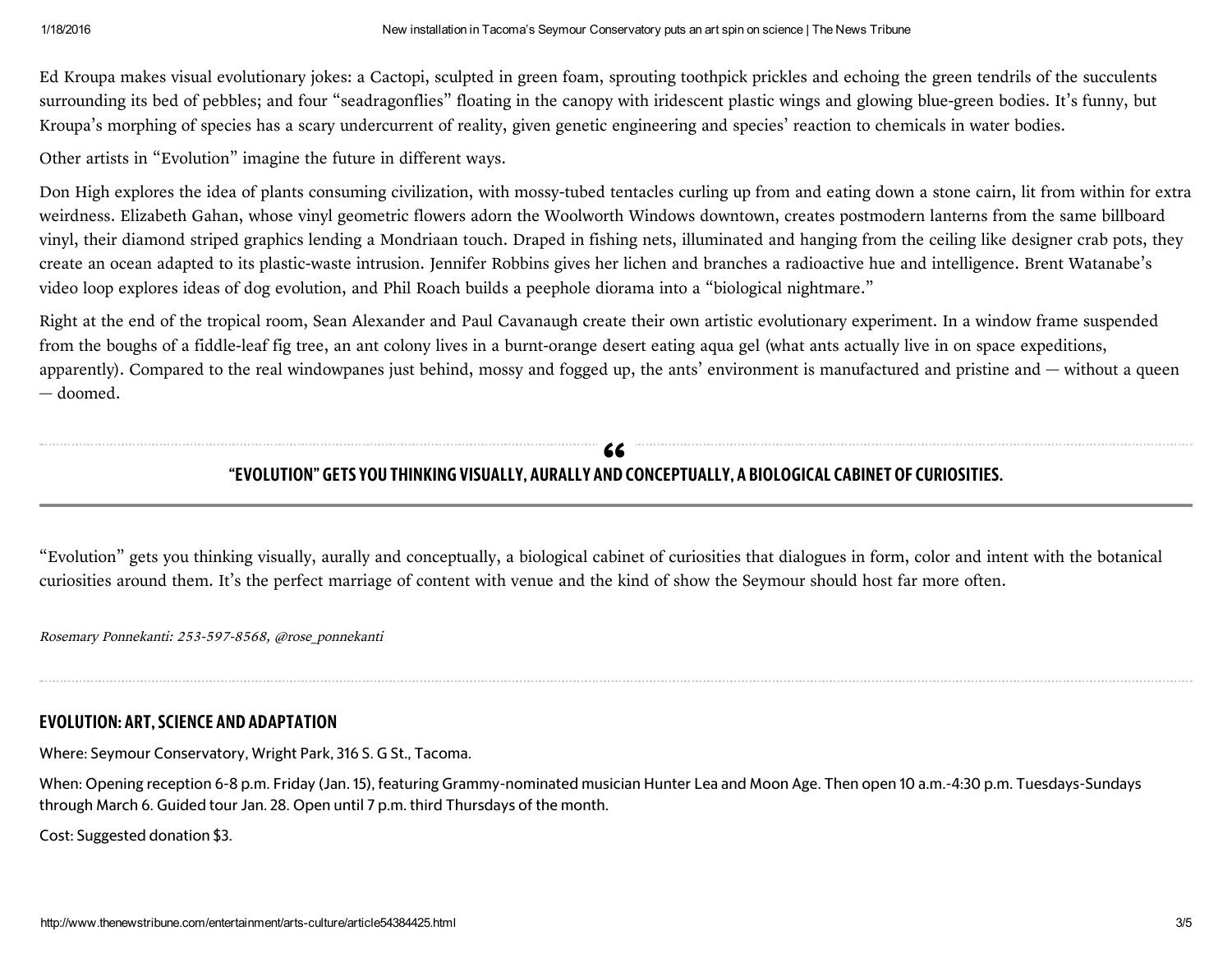Ed Kroupa makes visual evolutionary jokes: a Cactopi, sculpted in green foam, sprouting toothpick prickles and echoing the green tendrils of the succulents surrounding its bed of pebbles; and four "seadragonflies" floating in the canopy with iridescent plastic wings and glowing blue-green bodies. It's funny, but Kroupa's morphing of species has a scary undercurrent of reality, given genetic engineering and species' reaction to chemicals in water bodies.

Other artists in "Evolution" imagine the future in different ways.

Don High explores the idea of plants consuming civilization, with mossy-tubed tentacles curling up from and eating down a stone cairn, lit from within for extra weirdness. Elizabeth Gahan, whose vinyl geometric flowers adorn the Woolworth Windows downtown, creates postmodern lanterns from the same billboard vinyl, their diamond striped graphics lending a Mondriaan touch. Draped in fishing nets, illuminated and hanging from the ceiling like designer crab pots, they create an ocean adapted to its plastic-waste intrusion. Jennifer Robbins gives her lichen and branches a radioactive hue and intelligence. Brent Watanabe's video loop explores ideas of dog evolution, and Phil Roach builds a peephole diorama into a "biological nightmare."

Right at the end of the tropical room, Sean Alexander and Paul Cavanaugh create their own artistic evolutionary experiment. In a window frame suspended from the boughs of a fiddle-leaf fig tree, an ant colony lives in a burnt-orange desert eating aqua gel (what ants actually live in on space expeditions, apparently). Compared to the real windowpanes just behind, mossy and fogged up, the ants' environment is manufactured and pristine and — without a queen — doomed.

> **"EVOLUTION" GETS YOU THINKING VISUALLY, AURALLY AND CONCEPTUALLY, A BIOLOGICAL CABINET OF CURIOSITIES.**

"Evolution" gets you thinking visually, aurally and conceptually, a biological cabinet of curiosities that dialogues in form, color and intent with the botanical curiosities around them. It's the perfect marriage of content with venue and the kind of show the Seymour should host far more often.

*Rosemary Ponnekanti: 253-597-8568, @rose_ponnekanti*

## EVOLUTION: ART, SCIENCE AND ADAPTATION

Where: Seymour Conservatory, Wright Park, 316 S. G St., Tacoma.

When: Opening reception 6-8 p.m. Friday (Jan. 15), featuring Grammy-nominated musician Hunter Lea and Moon Age. Then open 10 a.m.-4:30 p.m. Tuesdays-Sundays through March 6. Guided tour Jan. 28. Open until 7 p.m. third Thursdays of the month.

Cost: Suggested donation $3.